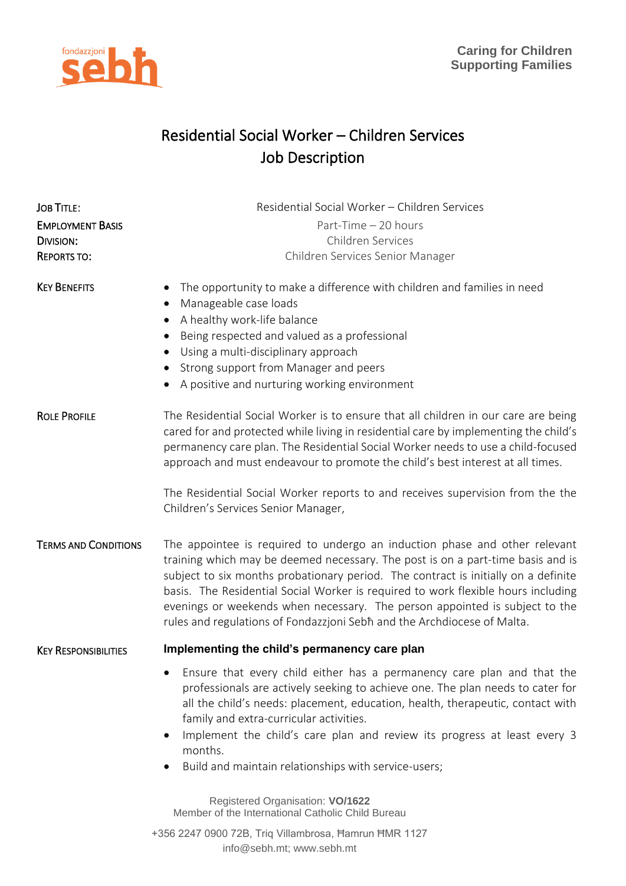Caring for Children
Supporting Families

# Residential Social Worker – Children Services
# Job Description

**JOB TITLE:** Residential Social Worker – Children Services

**EMPLOYMENT BASIS** Part-Time – 20 hours

**DIVISION:** Children Services

**REPORTS TO:** Children Services Senior Manager

**KEY BENEFITS**

- The opportunity to make a difference with children and families in need
- Manageable case loads
- A healthy work-life balance
- Being respected and valued as a professional
- Using a multi-disciplinary approach
- Strong support from Manager and peers
- A positive and nurturing working environment

**ROLE PROFILE**

The Residential Social Worker is to ensure that all children in our care are being cared for and protected while living in residential care by implementing the child's permanency care plan. The Residential Social Worker needs to use a child-focused approach and must endeavour to promote the child's best interest at all times.

The Residential Social Worker reports to and receives supervision from the the Children's Services Senior Manager,

**TERMS AND CONDITIONS**

The appointee is required to undergo an induction phase and other relevant training which may be deemed necessary. The post is on a part-time basis and is subject to six months probationary period. The contract is initially on a definite basis. The Residential Social Worker is required to work flexible hours including evenings or weekends when necessary. The person appointed is subject to the rules and regulations of Fondazzjoni Sebħ and the Archdiocese of Malta.

**KEY RESPONSIBILITIES**

**Implementing the child's permanency care plan**

- Ensure that every child either has a permanency care plan and that the professionals are actively seeking to achieve one. The plan needs to cater for all the child's needs: placement, education, health, therapeutic, contact with family and extra-curricular activities.
- Implement the child's care plan and review its progress at least every 3 months.
- Build and maintain relationships with service-users;

Registered Organisation: **VO/1622**
Member of the International Catholic Child Bureau

+356 2247 0900 72B, Triq Villambrosa, Ħamrun ĦMR 1127
info@sebh.mt; www.sebh.mt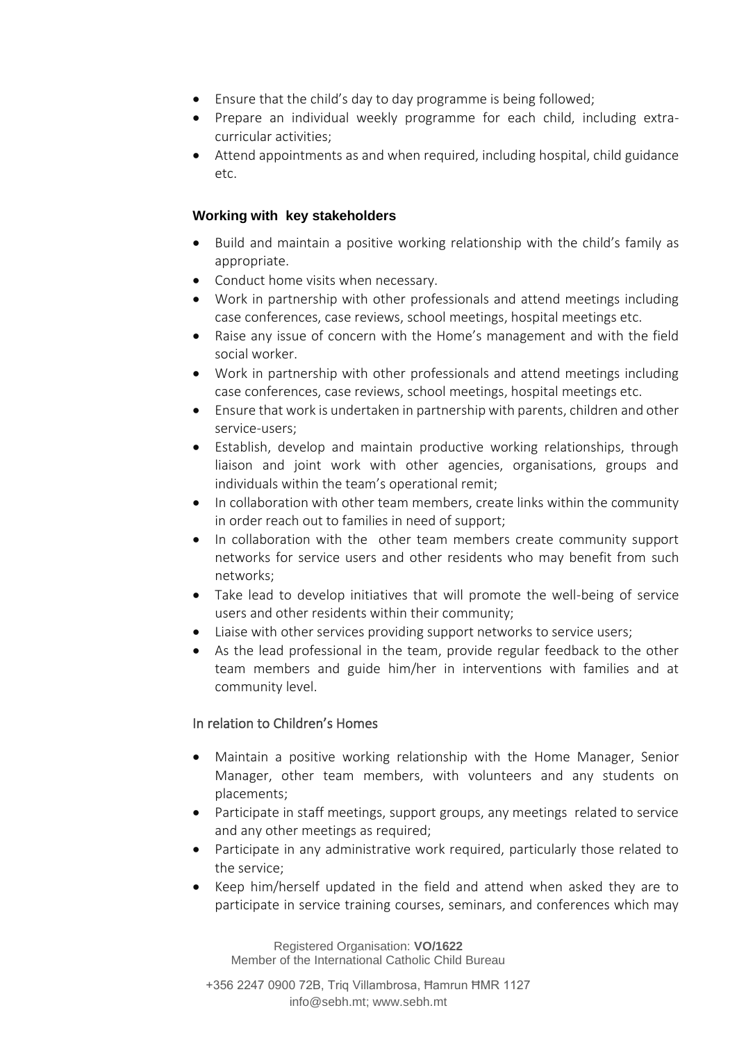- Ensure that the child's day to day programme is being followed;
- Prepare an individual weekly programme for each child, including extra-curricular activities;
- Attend appointments as and when required, including hospital, child guidance etc.

**Working with key stakeholders**

- Build and maintain a positive working relationship with the child's family as appropriate.
- Conduct home visits when necessary.
- Work in partnership with other professionals and attend meetings including case conferences, case reviews, school meetings, hospital meetings etc.
- Raise any issue of concern with the Home's management and with the field social worker.
- Work in partnership with other professionals and attend meetings including case conferences, case reviews, school meetings, hospital meetings etc.
- Ensure that work is undertaken in partnership with parents, children and other service-users;
- Establish, develop and maintain productive working relationships, through liaison and joint work with other agencies, organisations, groups and individuals within the team's operational remit;
- In collaboration with other team members, create links within the community in order reach out to families in need of support;
- In collaboration with the other team members create community support networks for service users and other residents who may benefit from such networks;
- Take lead to develop initiatives that will promote the well-being of service users and other residents within their community;
- Liaise with other services providing support networks to service users;
- As the lead professional in the team, provide regular feedback to the other team members and guide him/her in interventions with families and at community level.

In relation to Children's Homes

- Maintain a positive working relationship with the Home Manager, Senior Manager, other team members, with volunteers and any students on placements;
- Participate in staff meetings, support groups, any meetings related to service and any other meetings as required;
- Participate in any administrative work required, particularly those related to the service;
- Keep him/herself updated in the field and attend when asked they are to participate in service training courses, seminars, and conferences which may

Registered Organisation: **VO/1622**
Member of the International Catholic Child Bureau

+356 2247 0900 72B, Triq Villambrosa, Ħamrun ĦMR 1127
info@sebh.mt; www.sebh.mt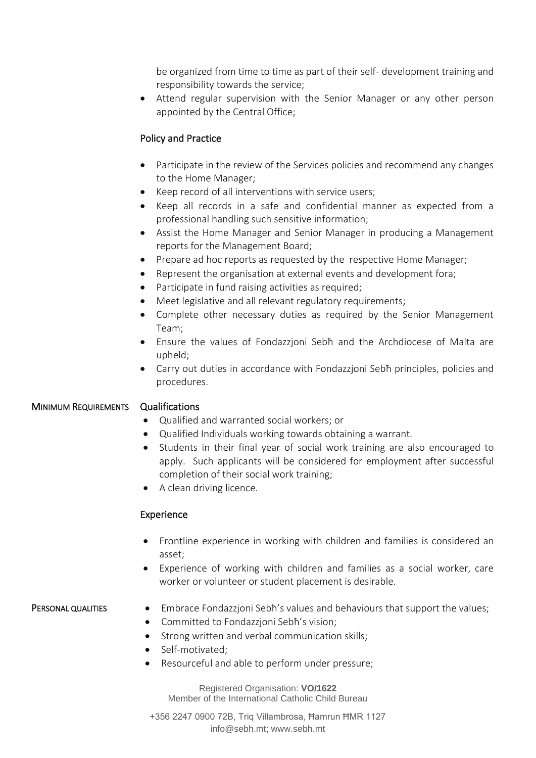be organized from time to time as part of their self- development training and responsibility towards the service;

- Attend regular supervision with the Senior Manager or any other person appointed by the Central Office;

### Policy and Practice

- Participate in the review of the Services policies and recommend any changes to the Home Manager;
- Keep record of all interventions with service users;
- Keep all records in a safe and confidential manner as expected from a professional handling such sensitive information;
- Assist the Home Manager and Senior Manager in producing a Management reports for the Management Board;
- Prepare ad hoc reports as requested by the respective Home Manager;
- Represent the organisation at external events and development fora;
- Participate in fund raising activities as required;
- Meet legislative and all relevant regulatory requirements;
- Complete other necessary duties as required by the Senior Management Team;
- Ensure the values of Fondazzjoni Sebħ and the Archdiocese of Malta are upheld;
- Carry out duties in accordance with Fondazzjoni Sebħ principles, policies and procedures.

## MINIMUM REQUIREMENTS

### Qualifications

- Qualified and warranted social workers; or
- Qualified Individuals working towards obtaining a warrant.
- Students in their final year of social work training are also encouraged to apply. Such applicants will be considered for employment after successful completion of their social work training;
- A clean driving licence.

### Experience

- Frontline experience in working with children and families is considered an asset;
- Experience of working with children and families as a social worker, care worker or volunteer or student placement is desirable.

## PERSONAL QUALITIES

- Embrace Fondazzjoni Sebħ's values and behaviours that support the values;
- Committed to Fondazzjoni Sebħ's vision;
- Strong written and verbal communication skills;
- Self-motivated;
- Resourceful and able to perform under pressure;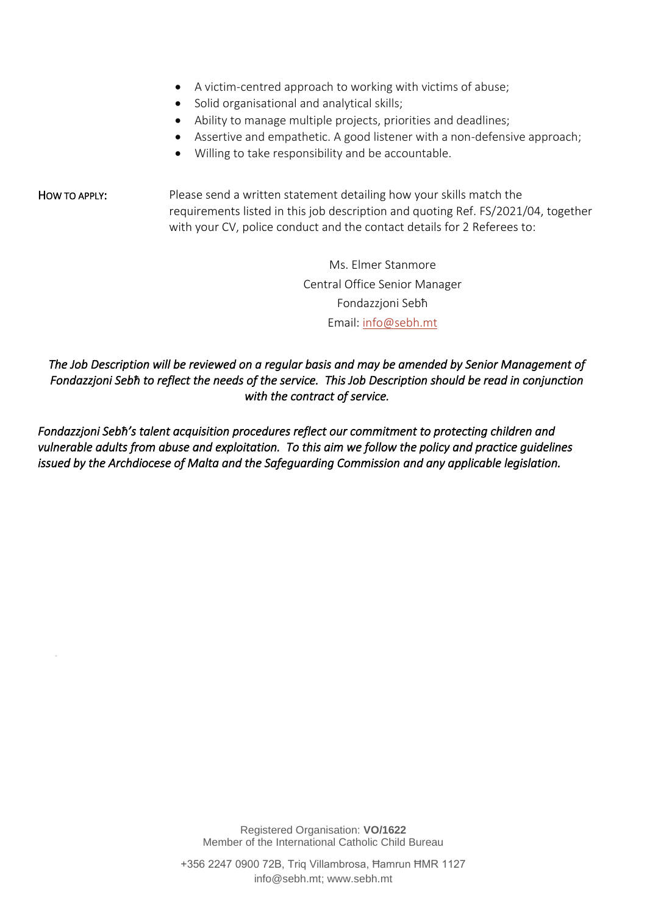- A victim-centred approach to working with victims of abuse;
- Solid organisational and analytical skills;
- Ability to manage multiple projects, priorities and deadlines;
- Assertive and empathetic. A good listener with a non-defensive approach;
- Willing to take responsibility and be accountable.

**HOW TO APPLY:** Please send a written statement detailing how your skills match the requirements listed in this job description and quoting Ref. FS/2021/04, together with your CV, police conduct and the contact details for 2 Referees to:

Ms. Elmer Stanmore
Central Office Senior Manager
Fondazzjoni Sebħ
Email: info@sebh.mt

*The Job Description will be reviewed on a regular basis and may be amended by Senior Management of Fondazzjoni Sebħ to reflect the needs of the service. This Job Description should be read in conjunction with the contract of service.*

*Fondazzjoni Sebħ's talent acquisition procedures reflect our commitment to protecting children and vulnerable adults from abuse and exploitation. To this aim we follow the policy and practice guidelines issued by the Archdiocese of Malta and the Safeguarding Commission and any applicable legislation.*